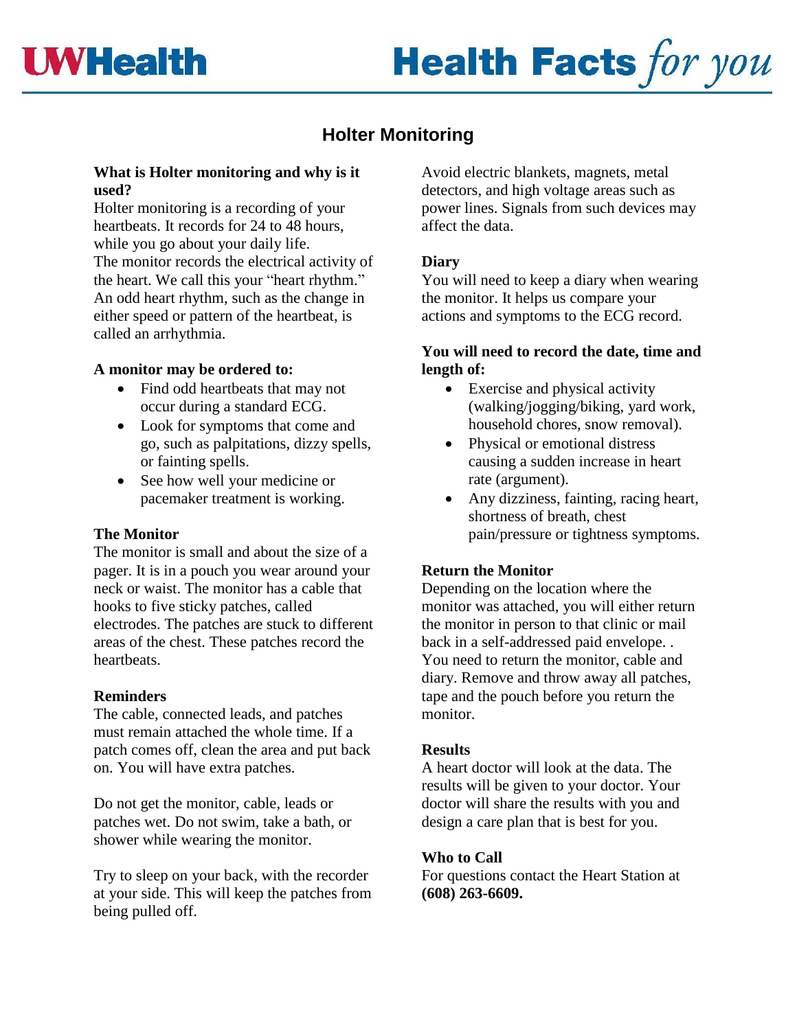UWHealth

Health Facts *for you*

# Holter Monitoring

**What is Holter monitoring and why is it used?**

Holter monitoring is a recording of your heartbeats. It records for 24 to 48 hours, while you go about your daily life.

The monitor records the electrical activity of the heart. We call this your "heart rhythm." An odd heart rhythm, such as the change in either speed or pattern of the heartbeat, is called an arrhythmia.

**A monitor may be ordered to:**

- Find odd heartbeats that may not occur during a standard ECG.
- Look for symptoms that come and go, such as palpitations, dizzy spells, or fainting spells.
- See how well your medicine or pacemaker treatment is working.

**The Monitor**

The monitor is small and about the size of a pager. It is in a pouch you wear around your neck or waist. The monitor has a cable that hooks to five sticky patches, called electrodes. The patches are stuck to different areas of the chest. These patches record the heartbeats.

**Reminders**

The cable, connected leads, and patches must remain attached the whole time. If a patch comes off, clean the area and put back on. You will have extra patches.

Do not get the monitor, cable, leads or patches wet. Do not swim, take a bath, or shower while wearing the monitor.

Try to sleep on your back, with the recorder at your side. This will keep the patches from being pulled off.

Avoid electric blankets, magnets, metal detectors, and high voltage areas such as power lines. Signals from such devices may affect the data.

**Diary**

You will need to keep a diary when wearing the monitor. It helps us compare your actions and symptoms to the ECG record.

**You will need to record the date, time and length of:**

- Exercise and physical activity (walking/jogging/biking, yard work, household chores, snow removal).
- Physical or emotional distress causing a sudden increase in heart rate (argument).
- Any dizziness, fainting, racing heart, shortness of breath, chest pain/pressure or tightness symptoms.

**Return the Monitor**

Depending on the location where the monitor was attached, you will either return the monitor in person to that clinic or mail back in a self-addressed paid envelope. . You need to return the monitor, cable and diary. Remove and throw away all patches, tape and the pouch before you return the monitor.

**Results**

A heart doctor will look at the data. The results will be given to your doctor. Your doctor will share the results with you and design a care plan that is best for you.

**Who to Call**

For questions contact the Heart Station at **(608) 263-6609.**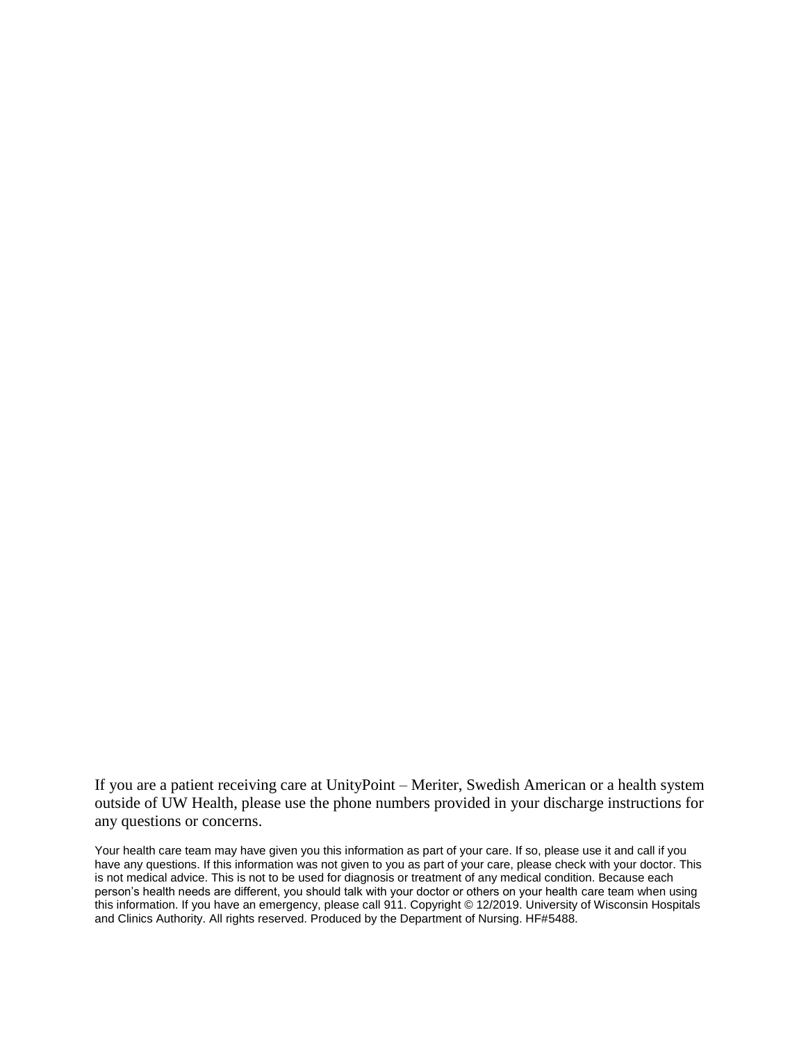If you are a patient receiving care at UnityPoint – Meriter, Swedish American or a health system outside of UW Health, please use the phone numbers provided in your discharge instructions for any questions or concerns.

Your health care team may have given you this information as part of your care. If so, please use it and call if you have any questions. If this information was not given to you as part of your care, please check with your doctor. This is not medical advice. This is not to be used for diagnosis or treatment of any medical condition. Because each person's health needs are different, you should talk with your doctor or others on your health care team when using this information. If you have an emergency, please call 911. Copyright © 12/2019. University of Wisconsin Hospitals and Clinics Authority. All rights reserved. Produced by the Department of Nursing. HF#5488.